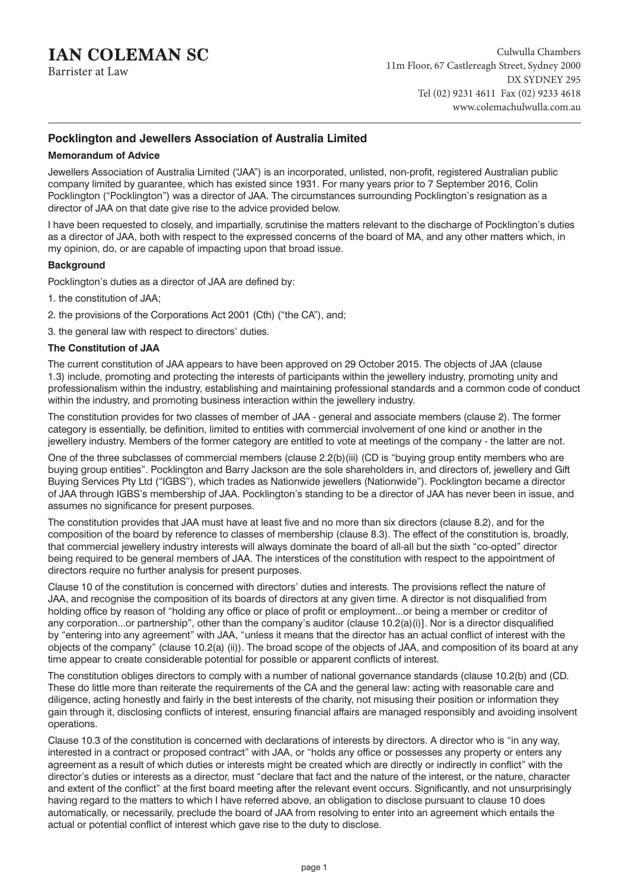# IAN COLEMAN SC

Barrister at Law

Culwulla Chambers
11m Floor, 67 Castlereagh Street, Sydney 2000
DX SYDNEY 295
Tel (02) 9231 4611 Fax (02) 9233 4618
www.colemachulwulla.com.au

## Pocklington and Jewellers Association of Australia Limited

**Memorandum of Advice**

Jewellers Association of Australia Limited ("JAA") is an incorporated, unlisted, non-profit, registered Australian public company limited by guarantee, which has existed since 1931. For many years prior to 7 September 2016, Colin Pocklington ("Pocklington") was a director of JAA. The circumstances surrounding Pocklington's resignation as a director of JAA on that date give rise to the advice provided below.

I have been requested to closely, and impartially, scrutinise the matters relevant to the discharge of Pocklington's duties as a director of JAA, both with respect to the expressed concerns of the board of MA, and any other matters which, in my opinion, do, or are capable of impacting upon that broad issue.

**Background**

Pocklington's duties as a director of JAA are defined by:

1. the constitution of JAA;
2. the provisions of the Corporations Act 2001 (Cth) ("the CA"), and;
3. the general law with respect to directors' duties.

**The Constitution of JAA**

The current constitution of JAA appears to have been approved on 29 October 2015. The objects of JAA (clause 1.3) include, promoting and protecting the interests of participants within the jewellery industry, promoting unity and professionalism within the industry, establishing and maintaining professional standards and a common code of conduct within the industry, and promoting business interaction within the jewellery industry.

The constitution provides for two classes of member of JAA - general and associate members (clause 2). The former category is essentially, be definition, limited to entities with commercial involvement of one kind or another in the jewellery industry. Members of the former category are entitled to vote at meetings of the company - the latter are not.

One of the three subclasses of commercial members (clause 2.2(b)(iii) (CD is "buying group entity members who are buying group entities". Pocklington and Barry Jackson are the sole shareholders in, and directors of, jewellery and Gift Buying Services Pty Ltd ("IGBS"), which trades as Nationwide jewellers (Nationwide"). Pocklington became a director of JAA through IGBS's membership of JAA. Pocklington's standing to be a director of JAA has never been in issue, and assumes no significance for present purposes.

The constitution provides that JAA must have at least five and no more than six directors (clause 8.2), and for the composition of the board by reference to classes of membership (clause 8.3). The effect of the constitution is, broadly, that commercial jewellery industry interests will always dominate the board of all-all but the sixth "co-opted" director being required to be general members of JAA. The interstices of the constitution with respect to the appointment of directors require no further analysis for present purposes.

Clause 10 of the constitution is concerned with directors' duties and interests. The provisions reflect the nature of JAA, and recognise the composition of its boards of directors at any given time. A director is not disqualified from holding office by reason of "holding any office or place of profit or employment...or being a member or creditor of any corporation...or partnership", other than the company's auditor (clause 10.2(a)(i)]. Nor is a director disqualified by "entering into any agreement" with JAA, "unless it means that the director has an actual conflict of interest with the objects of the company" (clause 10.2(a) (ii)). The broad scope of the objects of JAA, and composition of its board at any time appear to create considerable potential for possible or apparent conflicts of interest.

The constitution obliges directors to comply with a number of national governance standards (clause 10.2(b) and (CD. These do little more than reiterate the requirements of the CA and the general law: acting with reasonable care and diligence, acting honestly and fairly in the best interests of the charity, not misusing their position or information they gain through it, disclosing conflicts of interest, ensuring financial affairs are managed responsibly and avoiding insolvent operations.

Clause 10.3 of the constitution is concerned with declarations of interests by directors. A director who is "in any way, interested in a contract or proposed contract" with JAA, or "holds any office or possesses any property or enters any agreement as a result of which duties or interests might be created which are directly or indirectly in conflict" with the director's duties or interests as a director, must "declare that fact and the nature of the interest, or the nature, character and extent of the conflict" at the first board meeting after the relevant event occurs. Significantly, and not unsurprisingly having regard to the matters to which I have referred above, an obligation to disclose pursuant to clause 10 does automatically, or necessarily, preclude the board of JAA from resolving to enter into an agreement which entails the actual or potential conflict of interest which gave rise to the duty to disclose.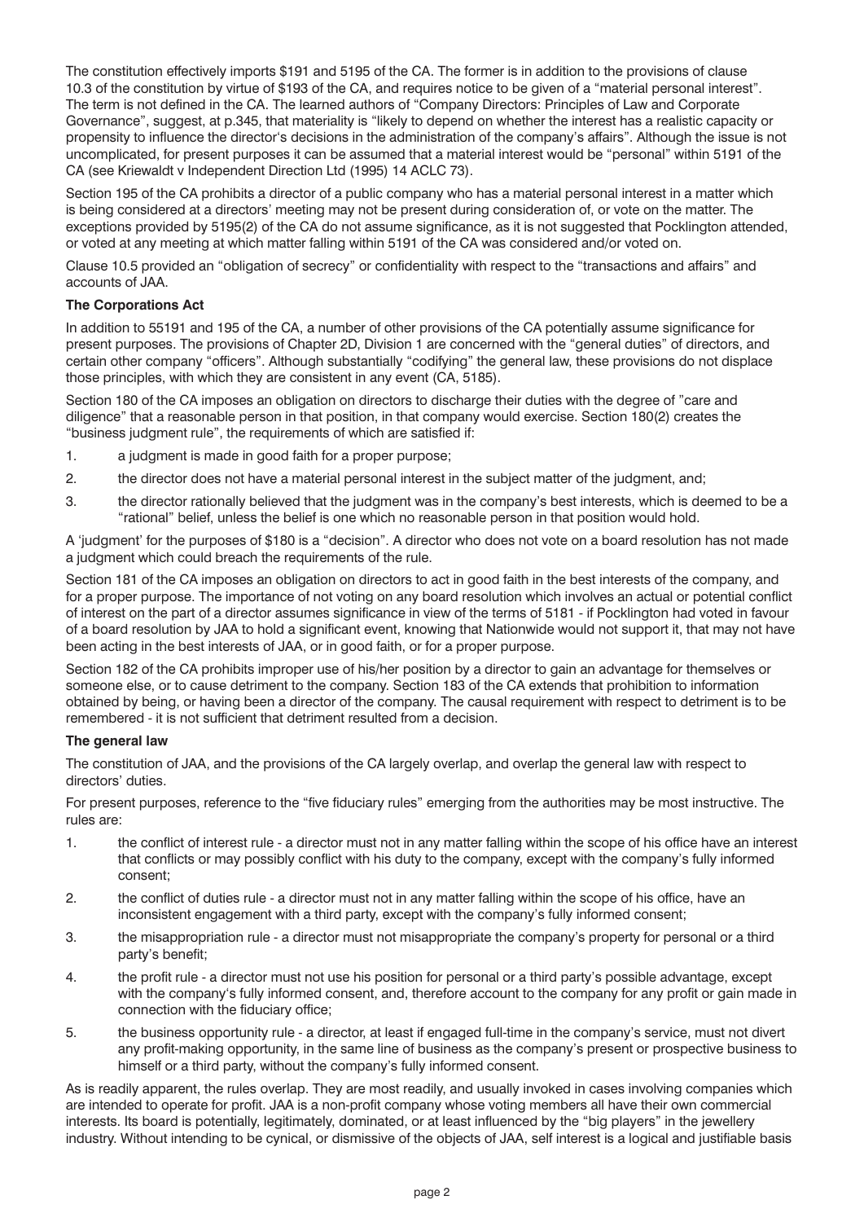The constitution effectively imports $191 and 5195 of the CA. The former is in addition to the provisions of clause 10.3 of the constitution by virtue of $193 of the CA, and requires notice to be given of a "material personal interest". The term is not defined in the CA. The learned authors of "Company Directors: Principles of Law and Corporate Governance", suggest, at p.345, that materiality is "likely to depend on whether the interest has a realistic capacity or propensity to influence the director's decisions in the administration of the company's affairs". Although the issue is not uncomplicated, for present purposes it can be assumed that a material interest would be "personal" within 5191 of the CA (see Kriewaldt v Independent Direction Ltd (1995) 14 ACLC 73).

Section 195 of the CA prohibits a director of a public company who has a material personal interest in a matter which is being considered at a directors' meeting may not be present during consideration of, or vote on the matter. The exceptions provided by 5195(2) of the CA do not assume significance, as it is not suggested that Pocklington attended, or voted at any meeting at which matter falling within 5191 of the CA was considered and/or voted on.

Clause 10.5 provided an "obligation of secrecy" or confidentiality with respect to the "transactions and affairs" and accounts of JAA.

**The Corporations Act**

In addition to 55191 and 195 of the CA, a number of other provisions of the CA potentially assume significance for present purposes. The provisions of Chapter 2D, Division 1 are concerned with the "general duties" of directors, and certain other company "officers". Although substantially "codifying" the general law, these provisions do not displace those principles, with which they are consistent in any event (CA, 5185).

Section 180 of the CA imposes an obligation on directors to discharge their duties with the degree of "care and diligence" that a reasonable person in that position, in that company would exercise. Section 180(2) creates the "business judgment rule", the requirements of which are satisfied if:

1. a judgment is made in good faith for a proper purpose;
2. the director does not have a material personal interest in the subject matter of the judgment, and;
3. the director rationally believed that the judgment was in the company's best interests, which is deemed to be a "rational" belief, unless the belief is one which no reasonable person in that position would hold.

A 'judgment' for the purposes of $180 is a "decision". A director who does not vote on a board resolution has not made a judgment which could breach the requirements of the rule.

Section 181 of the CA imposes an obligation on directors to act in good faith in the best interests of the company, and for a proper purpose. The importance of not voting on any board resolution which involves an actual or potential conflict of interest on the part of a director assumes significance in view of the terms of 5181 - if Pocklington had voted in favour of a board resolution by JAA to hold a significant event, knowing that Nationwide would not support it, that may not have been acting in the best interests of JAA, or in good faith, or for a proper purpose.

Section 182 of the CA prohibits improper use of his/her position by a director to gain an advantage for themselves or someone else, or to cause detriment to the company. Section 183 of the CA extends that prohibition to information obtained by being, or having been a director of the company. The causal requirement with respect to detriment is to be remembered - it is not sufficient that detriment resulted from a decision.

**The general law**

The constitution of JAA, and the provisions of the CA largely overlap, and overlap the general law with respect to directors' duties.

For present purposes, reference to the "five fiduciary rules" emerging from the authorities may be most instructive. The rules are:

1. the conflict of interest rule - a director must not in any matter falling within the scope of his office have an interest that conflicts or may possibly conflict with his duty to the company, except with the company's fully informed consent;
2. the conflict of duties rule - a director must not in any matter falling within the scope of his office, have an inconsistent engagement with a third party, except with the company's fully informed consent;
3. the misappropriation rule - a director must not misappropriate the company's property for personal or a third party's benefit;
4. the profit rule - a director must not use his position for personal or a third party's possible advantage, except with the company's fully informed consent, and, therefore account to the company for any profit or gain made in connection with the fiduciary office;
5. the business opportunity rule - a director, at least if engaged full-time in the company's service, must not divert any profit-making opportunity, in the same line of business as the company's present or prospective business to himself or a third party, without the company's fully informed consent.

As is readily apparent, the rules overlap. They are most readily, and usually invoked in cases involving companies which are intended to operate for profit. JAA is a non-profit company whose voting members all have their own commercial interests. Its board is potentially, legitimately, dominated, or at least influenced by the "big players" in the jewellery industry. Without intending to be cynical, or dismissive of the objects of JAA, self interest is a logical and justifiable basis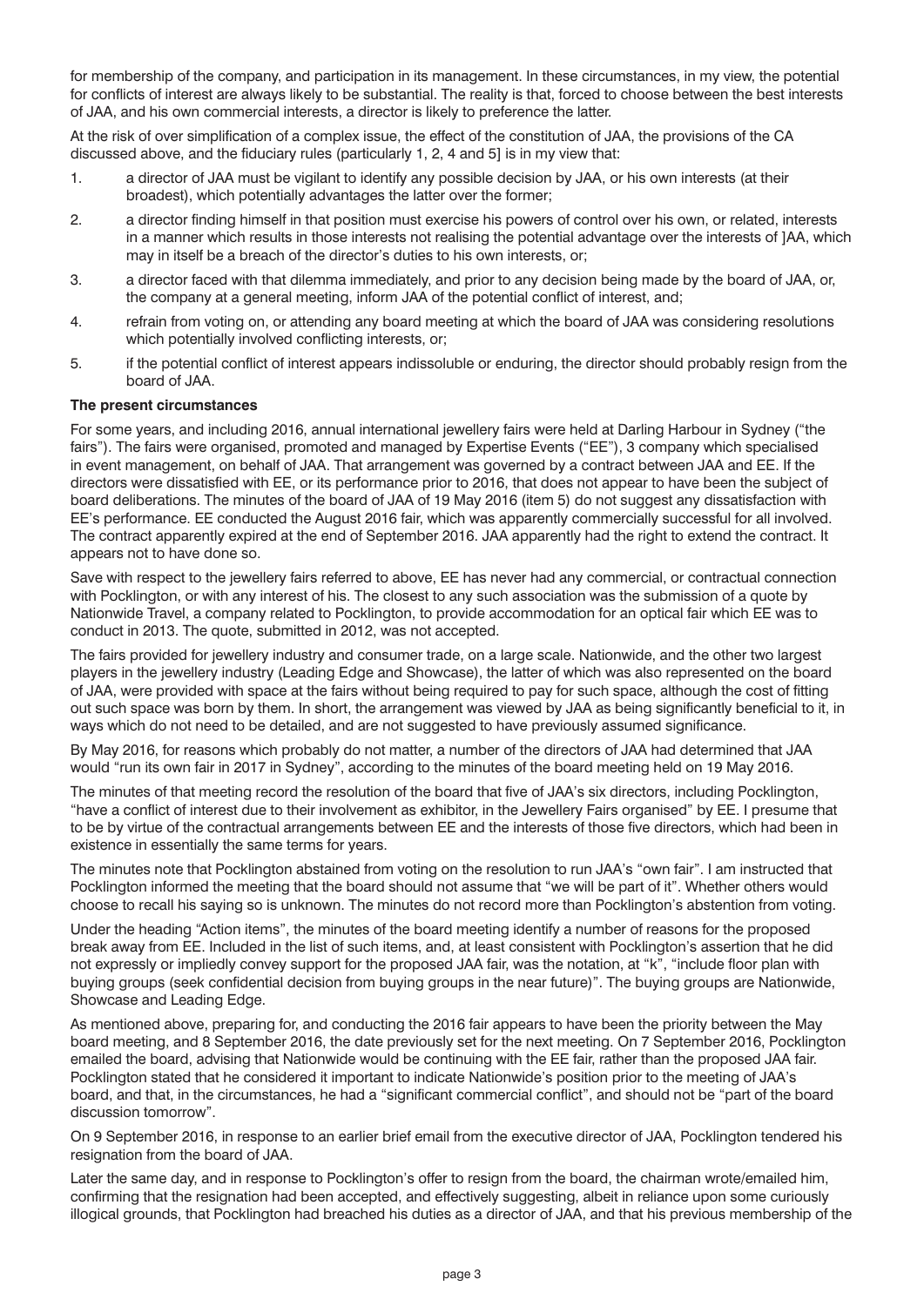for membership of the company, and participation in its management. In these circumstances, in my view, the potential for conflicts of interest are always likely to be substantial. The reality is that, forced to choose between the best interests of JAA, and his own commercial interests, a director is likely to preference the latter.

At the risk of over simplification of a complex issue, the effect of the constitution of JAA, the provisions of the CA discussed above, and the fiduciary rules (particularly 1, 2, 4 and 5] is in my view that:

1. a director of JAA must be vigilant to identify any possible decision by JAA, or his own interests (at their broadest), which potentially advantages the latter over the former;
2. a director finding himself in that position must exercise his powers of control over his own, or related, interests in a manner which results in those interests not realising the potential advantage over the interests of ]AA, which may in itself be a breach of the director's duties to his own interests, or;
3. a director faced with that dilemma immediately, and prior to any decision being made by the board of JAA, or, the company at a general meeting, inform JAA of the potential conflict of interest, and;
4. refrain from voting on, or attending any board meeting at which the board of JAA was considering resolutions which potentially involved conflicting interests, or;
5. if the potential conflict of interest appears indissoluble or enduring, the director should probably resign from the board of JAA.

**The present circumstances**

For some years, and including 2016, annual international jewellery fairs were held at Darling Harbour in Sydney ("the fairs"). The fairs were organised, promoted and managed by Expertise Events ("EE"), 3 company which specialised in event management, on behalf of JAA. That arrangement was governed by a contract between JAA and EE. If the directors were dissatisfied with EE, or its performance prior to 2016, that does not appear to have been the subject of board deliberations. The minutes of the board of JAA of 19 May 2016 (item 5) do not suggest any dissatisfaction with EE's performance. EE conducted the August 2016 fair, which was apparently commercially successful for all involved. The contract apparently expired at the end of September 2016. JAA apparently had the right to extend the contract. It appears not to have done so.

Save with respect to the jewellery fairs referred to above, EE has never had any commercial, or contractual connection with Pocklington, or with any interest of his. The closest to any such association was the submission of a quote by Nationwide Travel, a company related to Pocklington, to provide accommodation for an optical fair which EE was to conduct in 2013. The quote, submitted in 2012, was not accepted.

The fairs provided for jewellery industry and consumer trade, on a large scale. Nationwide, and the other two largest players in the jewellery industry (Leading Edge and Showcase), the latter of which was also represented on the board of JAA, were provided with space at the fairs without being required to pay for such space, although the cost of fitting out such space was born by them. In short, the arrangement was viewed by JAA as being significantly beneficial to it, in ways which do not need to be detailed, and are not suggested to have previously assumed significance.

By May 2016, for reasons which probably do not matter, a number of the directors of JAA had determined that JAA would "run its own fair in 2017 in Sydney", according to the minutes of the board meeting held on 19 May 2016.

The minutes of that meeting record the resolution of the board that five of JAA's six directors, including Pocklington, "have a conflict of interest due to their involvement as exhibitor, in the Jewellery Fairs organised" by EE. I presume that to be by virtue of the contractual arrangements between EE and the interests of those five directors, which had been in existence in essentially the same terms for years.

The minutes note that Pocklington abstained from voting on the resolution to run JAA's "own fair". I am instructed that Pocklington informed the meeting that the board should not assume that "we will be part of it". Whether others would choose to recall his saying so is unknown. The minutes do not record more than Pocklington's abstention from voting.

Under the heading "Action items", the minutes of the board meeting identify a number of reasons for the proposed break away from EE. Included in the list of such items, and, at least consistent with Pocklington's assertion that he did not expressly or impliedly convey support for the proposed JAA fair, was the notation, at "k", "include floor plan with buying groups (seek confidential decision from buying groups in the near future)". The buying groups are Nationwide, Showcase and Leading Edge.

As mentioned above, preparing for, and conducting the 2016 fair appears to have been the priority between the May board meeting, and 8 September 2016, the date previously set for the next meeting. On 7 September 2016, Pocklington emailed the board, advising that Nationwide would be continuing with the EE fair, rather than the proposed JAA fair. Pocklington stated that he considered it important to indicate Nationwide's position prior to the meeting of JAA's board, and that, in the circumstances, he had a "significant commercial conflict", and should not be "part of the board discussion tomorrow".

On 9 September 2016, in response to an earlier brief email from the executive director of JAA, Pocklington tendered his resignation from the board of JAA.

Later the same day, and in response to Pocklington's offer to resign from the board, the chairman wrote/emailed him, confirming that the resignation had been accepted, and effectively suggesting, albeit in reliance upon some curiously illogical grounds, that Pocklington had breached his duties as a director of JAA, and that his previous membership of the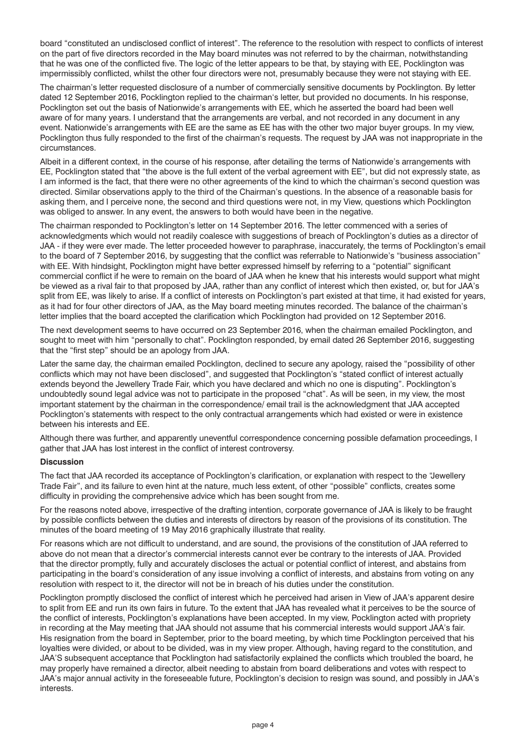board "constituted an undisclosed conflict of interest". The reference to the resolution with respect to conflicts of interest on the part of five directors recorded in the May board minutes was not referred to by the chairman, notwithstanding that he was one of the conflicted five. The logic of the letter appears to be that, by staying with EE, Pocklington was impermissibly conflicted, whilst the other four directors were not, presumably because they were not staying with EE.

The chairman's letter requested disclosure of a number of commercially sensitive documents by Pocklington. By letter dated 12 September 2016, Pocklington replied to the chairman's letter, but provided no documents. In his response, Pocklington set out the basis of Nationwide's arrangements with EE, which he asserted the board had been well aware of for many years. I understand that the arrangements are verbal, and not recorded in any document in any event. Nationwide's arrangements with EE are the same as EE has with the other two major buyer groups. In my view, Pocklington thus fully responded to the first of the chairman's requests. The request by JAA was not inappropriate in the circumstances.

Albeit in a different context, in the course of his response, after detailing the terms of Nationwide's arrangements with EE, Pocklington stated that "the above is the full extent of the verbal agreement with EE", but did not expressly state, as I am informed is the fact, that there were no other agreements of the kind to which the chairman's second question was directed. Similar observations apply to the third of the Chairman's questions. In the absence of a reasonable basis for asking them, and I perceive none, the second and third questions were not, in my View, questions which Pocklington was obliged to answer. In any event, the answers to both would have been in the negative.

The chairman responded to Pocklington's letter on 14 September 2016. The letter commenced with a series of acknowledgments which would not readily coalesce with suggestions of breach of Pocklington's duties as a director of JAA - if they were ever made. The letter proceeded however to paraphrase, inaccurately, the terms of Pocklington's email to the board of 7 September 2016, by suggesting that the conflict was referrable to Nationwide's "business association" with EE. With hindsight, Pocklington might have better expressed himself by referring to a "potential" significant commercial conflict if he were to remain on the board of JAA when he knew that his interests would support what might be viewed as a rival fair to that proposed by JAA, rather than any conflict of interest which then existed, or, but for JAA's split from EE, was likely to arise. If a conflict of interests on Pocklington's part existed at that time, it had existed for years, as it had for four other directors of JAA, as the May board meeting minutes recorded. The balance of the chairman's letter implies that the board accepted the clarification which Pocklington had provided on 12 September 2016.

The next development seems to have occurred on 23 September 2016, when the chairman emailed Pocklington, and sought to meet with him "personally to chat". Pocklington responded, by email dated 26 September 2016, suggesting that the "first step" should be an apology from JAA.

Later the same day, the chairman emailed Pocklington, declined to secure any apology, raised the "possibility of other conflicts which may not have been disclosed", and suggested that Pocklington's "stated conflict of interest actually extends beyond the Jewellery Trade Fair, which you have declared and which no one is disputing". Pocklington's undoubtedly sound legal advice was not to participate in the proposed "chat". As will be seen, in my view, the most important statement by the chairman in the correspondence/ email trail is the acknowledgment that JAA accepted Pocklington's statements with respect to the only contractual arrangements which had existed or were in existence between his interests and EE.

Although there was further, and apparently uneventful correspondence concerning possible defamation proceedings, I gather that JAA has lost interest in the conflict of interest controversy.

**Discussion**

The fact that JAA recorded its acceptance of Pocklington's clarification, or explanation with respect to the "Jewellery Trade Fair", and its failure to even hint at the nature, much less extent, of other "possible" conflicts, creates some difficulty in providing the comprehensive advice which has been sought from me.

For the reasons noted above, irrespective of the drafting intention, corporate governance of JAA is likely to be fraught by possible conflicts between the duties and interests of directors by reason of the provisions of its constitution. The minutes of the board meeting of 19 May 2016 graphically illustrate that reality.

For reasons which are not difficult to understand, and are sound, the provisions of the constitution of JAA referred to above do not mean that a director's commercial interests cannot ever be contrary to the interests of JAA. Provided that the director promptly, fully and accurately discloses the actual or potential conflict of interest, and abstains from participating in the board's consideration of any issue involving a conflict of interests, and abstains from voting on any resolution with respect to it, the director will not be in breach of his duties under the constitution.

Pocklington promptly disclosed the conflict of interest which he perceived had arisen in View of JAA's apparent desire to split from EE and run its own fairs in future. To the extent that JAA has revealed what it perceives to be the source of the conflict of interests, Pocklington's explanations have been accepted. In my view, Pocklington acted with propriety in recording at the May meeting that JAA should not assume that his commercial interests would support JAA's fair. His resignation from the board in September, prior to the board meeting, by which time Pocklington perceived that his loyalties were divided, or about to be divided, was in my view proper. Although, having regard to the constitution, and JAA'S subsequent acceptance that Pocklington had satisfactorily explained the conflicts which troubled the board, he may properly have remained a director, albeit needing to abstain from board deliberations and votes with respect to JAA's major annual activity in the foreseeable future, Pocklington's decision to resign was sound, and possibly in JAA's interests.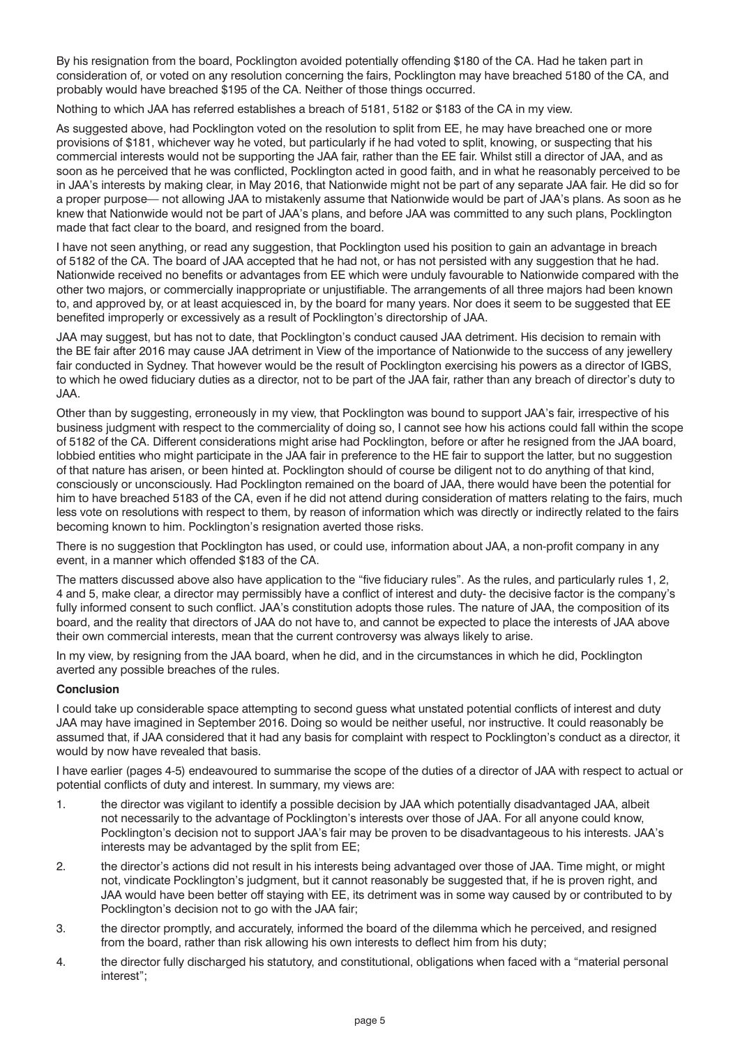By his resignation from the board, Pocklington avoided potentially offending $180 of the CA. Had he taken part in consideration of, or voted on any resolution concerning the fairs, Pocklington may have breached 5180 of the CA, and probably would have breached $195 of the CA. Neither of those things occurred.

Nothing to which JAA has referred establishes a breach of 5181, 5182 or $183 of the CA in my view.

As suggested above, had Pocklington voted on the resolution to split from EE, he may have breached one or more provisions of $181, whichever way he voted, but particularly if he had voted to split, knowing, or suspecting that his commercial interests would not be supporting the JAA fair, rather than the EE fair. Whilst still a director of JAA, and as soon as he perceived that he was conflicted, Pocklington acted in good faith, and in what he reasonably perceived to be in JAA's interests by making clear, in May 2016, that Nationwide might not be part of any separate JAA fair. He did so for a proper purpose— not allowing JAA to mistakenly assume that Nationwide would be part of JAA's plans. As soon as he knew that Nationwide would not be part of JAA's plans, and before JAA was committed to any such plans, Pocklington made that fact clear to the board, and resigned from the board.

I have not seen anything, or read any suggestion, that Pocklington used his position to gain an advantage in breach of 5182 of the CA. The board of JAA accepted that he had not, or has not persisted with any suggestion that he had. Nationwide received no benefits or advantages from EE which were unduly favourable to Nationwide compared with the other two majors, or commercially inappropriate or unjustifiable. The arrangements of all three majors had been known to, and approved by, or at least acquiesced in, by the board for many years. Nor does it seem to be suggested that EE benefited improperly or excessively as a result of Pocklington's directorship of JAA.

JAA may suggest, but has not to date, that Pocklington's conduct caused JAA detriment. His decision to remain with the BE fair after 2016 may cause JAA detriment in View of the importance of Nationwide to the success of any jewellery fair conducted in Sydney. That however would be the result of Pocklington exercising his powers as a director of IGBS, to which he owed fiduciary duties as a director, not to be part of the JAA fair, rather than any breach of director's duty to JAA.

Other than by suggesting, erroneously in my view, that Pocklington was bound to support JAA's fair, irrespective of his business judgment with respect to the commerciality of doing so, I cannot see how his actions could fall within the scope of 5182 of the CA. Different considerations might arise had Pocklington, before or after he resigned from the JAA board, lobbied entities who might participate in the JAA fair in preference to the HE fair to support the latter, but no suggestion of that nature has arisen, or been hinted at. Pocklington should of course be diligent not to do anything of that kind, consciously or unconsciously. Had Pocklington remained on the board of JAA, there would have been the potential for him to have breached 5183 of the CA, even if he did not attend during consideration of matters relating to the fairs, much less vote on resolutions with respect to them, by reason of information which was directly or indirectly related to the fairs becoming known to him. Pocklington's resignation averted those risks.

There is no suggestion that Pocklington has used, or could use, information about JAA, a non-profit company in any event, in a manner which offended $183 of the CA.

The matters discussed above also have application to the "five fiduciary rules". As the rules, and particularly rules 1, 2, 4 and 5, make clear, a director may permissibly have a conflict of interest and duty- the decisive factor is the company's fully informed consent to such conflict. JAA's constitution adopts those rules. The nature of JAA, the composition of its board, and the reality that directors of JAA do not have to, and cannot be expected to place the interests of JAA above their own commercial interests, mean that the current controversy was always likely to arise.

In my view, by resigning from the JAA board, when he did, and in the circumstances in which he did, Pocklington averted any possible breaches of the rules.

**Conclusion**

I could take up considerable space attempting to second guess what unstated potential conflicts of interest and duty JAA may have imagined in September 2016. Doing so would be neither useful, nor instructive. It could reasonably be assumed that, if JAA considered that it had any basis for complaint with respect to Pocklington's conduct as a director, it would by now have revealed that basis.

I have earlier (pages 4-5) endeavoured to summarise the scope of the duties of a director of JAA with respect to actual or potential conflicts of duty and interest. In summary, my views are:

1. the director was vigilant to identify a possible decision by JAA which potentially disadvantaged JAA, albeit not necessarily to the advantage of Pocklington's interests over those of JAA. For all anyone could know, Pocklington's decision not to support JAA's fair may be proven to be disadvantageous to his interests. JAA's interests may be advantaged by the split from EE;
2. the director's actions did not result in his interests being advantaged over those of JAA. Time might, or might not, vindicate Pocklington's judgment, but it cannot reasonably be suggested that, if he is proven right, and JAA would have been better off staying with EE, its detriment was in some way caused by or contributed to by Pocklington's decision not to go with the JAA fair;
3. the director promptly, and accurately, informed the board of the dilemma which he perceived, and resigned from the board, rather than risk allowing his own interests to deflect him from his duty;
4. the director fully discharged his statutory, and constitutional, obligations when faced with a "material personal interest";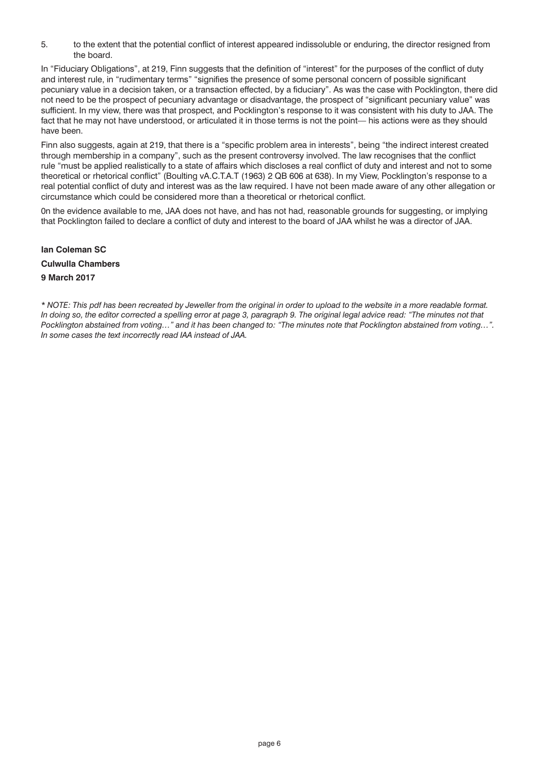5. to the extent that the potential conflict of interest appeared indissoluble or enduring, the director resigned from the board.

In “Fiduciary Obligations”, at 219, Finn suggests that the definition of “interest” for the purposes of the conflict of duty and interest rule, in “rudimentary terms” “signifies the presence of some personal concern of possible significant pecuniary value in a decision taken, or a transaction effected, by a fiduciary”. As was the case with Pocklington, there did not need to be the prospect of pecuniary advantage or disadvantage, the prospect of “significant pecuniary value” was sufficient. In my view, there was that prospect, and Pocklington’s response to it was consistent with his duty to JAA. The fact that he may not have understood, or articulated it in those terms is not the point— his actions were as they should have been.

Finn also suggests, again at 219, that there is a “specific problem area in interests”, being “the indirect interest created through membership in a company”, such as the present controversy involved. The law recognises that the conflict rule “must be applied realistically to a state of affairs which discloses a real conflict of duty and interest and not to some theoretical or rhetorical conflict” (Boulting vA.C.T.A.T (1963) 2 QB 606 at 638). In my View, Pocklington’s response to a real potential conflict of duty and interest was as the law required. I have not been made aware of any other allegation or circumstance which could be considered more than a theoretical or rhetorical conflict.

0n the evidence available to me, JAA does not have, and has not had, reasonable grounds for suggesting, or implying that Pocklington failed to declare a conflict of duty and interest to the board of JAA whilst he was a director of JAA.

**Ian Coleman SC**

**Culwulla Chambers**

**9 March 2017**

*\* NOTE: This pdf has been recreated by Jeweller from the original in order to upload to the website in a more readable format. In doing so, the editor corrected a spelling error at page 3, paragraph 9. The original legal advice read: “The minutes not that Pocklington abstained from voting…” and it has been changed to: “The minutes note that Pocklington abstained from voting…”. In some cases the text incorrectly read IAA instead of JAA.*